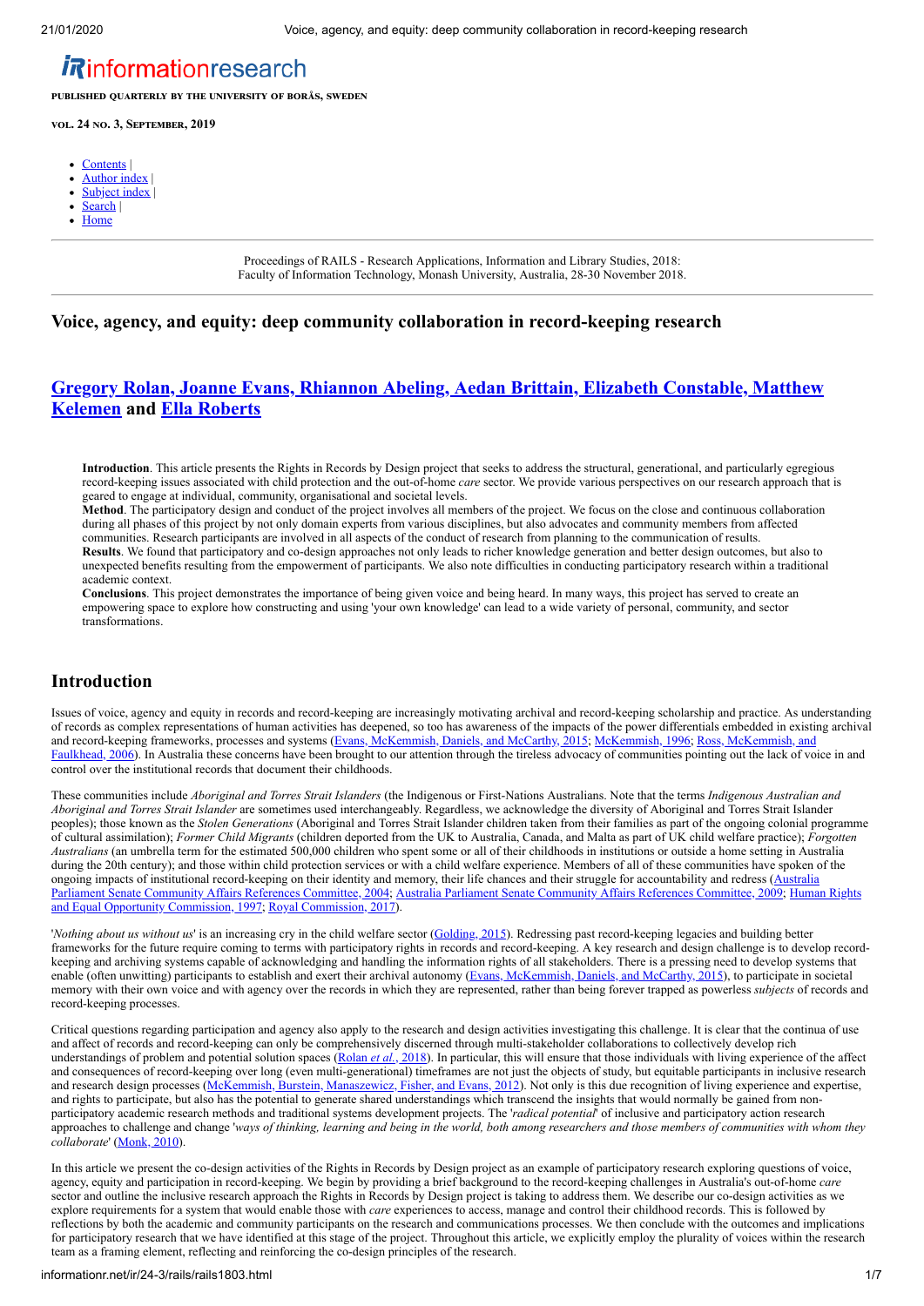# informationresearch

**PUBLISHED QUARTERLY BY THE UNIVERSITY OF BORÅS, SWEDEN**

**VOL. 24 NO. 3, SEPTEMBER, 2019**

- Contents |
- Author index |
- Subject index |
- Search |
- Home

Proceedings of RAILS - Research Applications, Information and Library Studies, 2018: Faculty of Information Technology, Monash University, Australia, 28-30 November 2018.

## Voice, agency, and equity: deep community collaboration in record-keeping research

## Gregory Rolan, Joanne Evans, Rhiannon Abeling, Aedan Brittain, Elizabeth Constable, Matthew Kelemen and Ella Roberts

**Introduction**. This article presents the Rights in Records by Design project that seeks to address the structural, generational, and particularly egregious record-keeping issues associated with child protection and the out-of-home *care* sector. We provide various perspectives on our research approach that is geared to engage at individual, community, organisational and societal levels.
**Method**. The participatory design and conduct of the project involves all members of the project. We focus on the close and continuous collaboration during all phases of this project by not only domain experts from various disciplines, but also advocates and community members from affected communities. Research participants are involved in all aspects of the conduct of research from planning to the communication of results.
**Results**. We found that participatory and co-design approaches not only leads to richer knowledge generation and better design outcomes, but also to unexpected benefits resulting from the empowerment of participants. We also note difficulties in conducting participatory research within a traditional academic context.
**Conclusions**. This project demonstrates the importance of being given voice and being heard. In many ways, this project has served to create an empowering space to explore how constructing and using 'your own knowledge' can lead to a wide variety of personal, community, and sector transformations.

## Introduction

Issues of voice, agency and equity in records and record-keeping are increasingly motivating archival and record-keeping scholarship and practice. As understanding of records as complex representations of human activities has deepened, so too has awareness of the impacts of the power differentials embedded in existing archival and record-keeping frameworks, processes and systems (Evans, McKemmish, Daniels, and McCarthy, 2015; McKemmish, 1996; Ross, McKemmish, and Faulkhead, 2006). In Australia these concerns have been brought to our attention through the tireless advocacy of communities pointing out the lack of voice in and control over the institutional records that document their childhoods.

These communities include *Aboriginal and Torres Strait Islanders* (the Indigenous or First-Nations Australians. Note that the terms *Indigenous Australian and Aboriginal and Torres Strait Islander* are sometimes used interchangeably. Regardless, we acknowledge the diversity of Aboriginal and Torres Strait Islander peoples); those known as the *Stolen Generations* (Aboriginal and Torres Strait Islander children taken from their families as part of the ongoing colonial programme of cultural assimilation); *Former Child Migrants* (children deported from the UK to Australia, Canada, and Malta as part of UK child welfare practice); *Forgotten Australians* (an umbrella term for the estimated 500,000 children who spent some or all of their childhoods in institutions or outside a home setting in Australia during the 20th century); and those within child protection services or with a child welfare experience. Members of all of these communities have spoken of the ongoing impacts of institutional record-keeping on their identity and memory, their life chances and their struggle for accountability and redress (Australia Parliament Senate Community Affairs References Committee, 2004; Australia Parliament Senate Community Affairs References Committee, 2009; Human Rights and Equal Opportunity Commission, 1997; Royal Commission, 2017).

'*Nothing about us without us*' is an increasing cry in the child welfare sector (Golding, 2015). Redressing past record-keeping legacies and building better frameworks for the future require coming to terms with participatory rights in records and record-keeping. A key research and design challenge is to develop record-keeping and archiving systems capable of acknowledging and handling the information rights of all stakeholders. There is a pressing need to develop systems that enable (often unwitting) participants to establish and exert their archival autonomy (Evans, McKemmish, Daniels, and McCarthy, 2015), to participate in societal memory with their own voice and with agency over the records in which they are represented, rather than being forever trapped as powerless *subjects* of records and record-keeping processes.

Critical questions regarding participation and agency also apply to the research and design activities investigating this challenge. It is clear that the continua of use and affect of records and record-keeping can only be comprehensively discerned through multi-stakeholder collaborations to collectively develop rich understandings of problem and potential solution spaces (Rolan *et al.*, 2018). In particular, this will ensure that those individuals with living experience of the affect and consequences of record-keeping over long (even multi-generational) timeframes are not just the objects of study, but equitable participants in inclusive research and research design processes (McKemmish, Burstein, Manaszewicz, Fisher, and Evans, 2012). Not only is this due recognition of living experience and expertise, and rights to participate, but also has the potential to generate shared understandings which transcend the insights that would normally be gained from non-participatory academic research methods and traditional systems development projects. The '*radical potential*' of inclusive and participatory action research approaches to challenge and change '*ways of thinking, learning and being in the world, both among researchers and those members of communities with whom they collaborate*' (Monk, 2010).

In this article we present the co-design activities of the Rights in Records by Design project as an example of participatory research exploring questions of voice, agency, equity and participation in record-keeping. We begin by providing a brief background to the record-keeping challenges in Australia's out-of-home *care* sector and outline the inclusive research approach the Rights in Records by Design project is taking to address them. We describe our co-design activities as we explore requirements for a system that would enable those with *care* experiences to access, manage and control their childhood records. This is followed by reflections by both the academic and community participants on the research and communications processes. We then conclude with the outcomes and implications for participatory research that we have identified at this stage of the project. Throughout this article, we explicitly employ the plurality of voices within the research team as a framing element, reflecting and reinforcing the co-design principles of the research.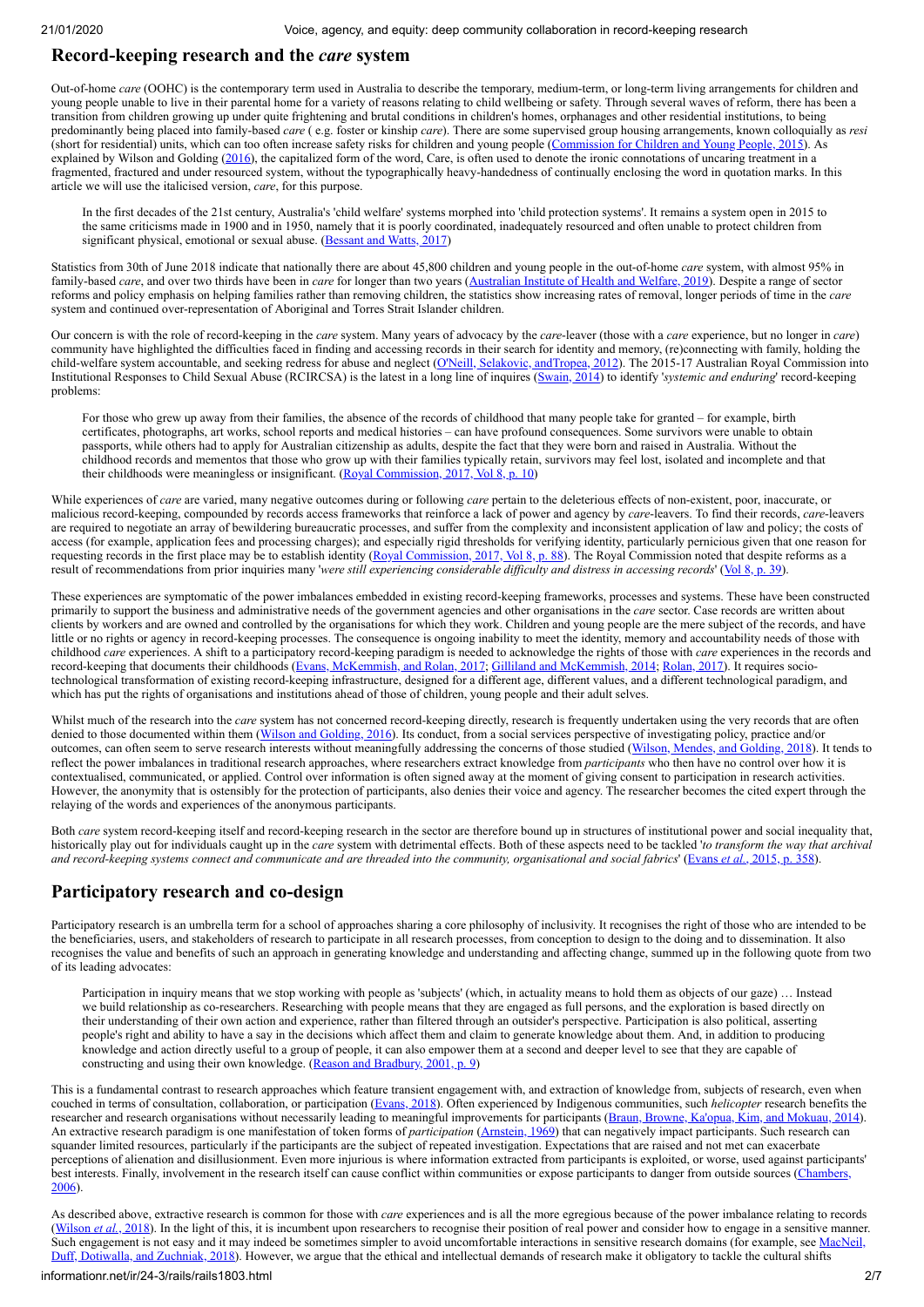## Record-keeping research and the *care* system

Out-of-home *care* (OOHC) is the contemporary term used in Australia to describe the temporary, medium-term, or long-term living arrangements for children and young people unable to live in their parental home for a variety of reasons relating to child wellbeing or safety. Through several waves of reform, there has been a transition from children growing up under quite frightening and brutal conditions in children's homes, orphanages and other residential institutions, to being predominantly being placed into family-based *care* ( e.g. foster or kinship *care*). There are some supervised group housing arrangements, known colloquially as *resi* (short for residential) units, which can too often increase safety risks for children and young people (Commission for Children and Young People, 2015). As explained by Wilson and Golding (2016), the capitalized form of the word, Care, is often used to denote the ironic connotations of uncaring treatment in a fragmented, fractured and under resourced system, without the typographically heavy-handedness of continually enclosing the word in quotation marks. In this article we will use the italicised version, *care*, for this purpose.

> In the first decades of the 21st century, Australia's 'child welfare' systems morphed into 'child protection systems'. It remains a system open in 2015 to the same criticisms made in 1900 and in 1950, namely that it is poorly coordinated, inadequately resourced and often unable to protect children from significant physical, emotional or sexual abuse. (Bessant and Watts, 2017)

Statistics from 30th of June 2018 indicate that nationally there are about 45,800 children and young people in the out-of-home *care* system, with almost 95% in family-based *care*, and over two thirds have been in *care* for longer than two years (Australian Institute of Health and Welfare, 2019). Despite a range of sector reforms and policy emphasis on helping families rather than removing children, the statistics show increasing rates of removal, longer periods of time in the *care* system and continued over-representation of Aboriginal and Torres Strait Islander children.

Our concern is with the role of record-keeping in the *care* system. Many years of advocacy by the *care*-leaver (those with a *care* experience, but no longer in *care*) community have highlighted the difficulties faced in finding and accessing records in their search for identity and memory, (re)connecting with family, holding the child-welfare system accountable, and seeking redress for abuse and neglect (O'Neill, Selakovic, andTropea, 2012). The 2015-17 Australian Royal Commission into Institutional Responses to Child Sexual Abuse (RCIRCSA) is the latest in a long line of inquires (Swain, 2014) to identify '*systemic and enduring*' record-keeping problems:

> For those who grew up away from their families, the absence of the records of childhood that many people take for granted – for example, birth certificates, photographs, art works, school reports and medical histories – can have profound consequences. Some survivors were unable to obtain passports, while others had to apply for Australian citizenship as adults, despite the fact that they were born and raised in Australia. Without the childhood records and mementos that those who grow up with their families typically retain, survivors may feel lost, isolated and incomplete and that their childhoods were meaningless or insignificant. (Royal Commission, 2017, Vol 8, p. 10)

While experiences of *care* are varied, many negative outcomes during or following *care* pertain to the deleterious effects of non-existent, poor, inaccurate, or malicious record-keeping, compounded by records access frameworks that reinforce a lack of power and agency by *care*-leavers. To find their records, *care*-leavers are required to negotiate an array of bewildering bureaucratic processes, and suffer from the complexity and inconsistent application of law and policy; the costs of access (for example, application fees and processing charges); and especially rigid thresholds for verifying identity, particularly pernicious given that one reason for requesting records in the first place may be to establish identity (Royal Commission, 2017, Vol 8, p. 88). The Royal Commission noted that despite reforms as a result of recommendations from prior inquiries many '*were still experiencing considerable difficulty and distress in accessing records*' (Vol 8, p. 39).

These experiences are symptomatic of the power imbalances embedded in existing record-keeping frameworks, processes and systems. These have been constructed primarily to support the business and administrative needs of the government agencies and other organisations in the *care* sector. Case records are written about clients by workers and are owned and controlled by the organisations for which they work. Children and young people are the mere subject of the records, and have little or no rights or agency in record-keeping processes. The consequence is ongoing inability to meet the identity, memory and accountability needs of those with childhood *care* experiences. A shift to a participatory record-keeping paradigm is needed to acknowledge the rights of those with *care* experiences in the records and record-keeping that documents their childhoods (Evans, McKemmish, and Rolan, 2017; Gilliland and McKemmish, 2014; Rolan, 2017). It requires socio-technological transformation of existing record-keeping infrastructure, designed for a different age, different values, and a different technological paradigm, and which has put the rights of organisations and institutions ahead of those of children, young people and their adult selves.

Whilst much of the research into the *care* system has not concerned record-keeping directly, research is frequently undertaken using the very records that are often denied to those documented within them (Wilson and Golding, 2016). Its conduct, from a social services perspective of investigating policy, practice and/or outcomes, can often seem to serve research interests without meaningfully addressing the concerns of those studied (Wilson, Mendes, and Golding, 2018). It tends to reflect the power imbalances in traditional research approaches, where researchers extract knowledge from *participants* who then have no control over how it is contextualised, communicated, or applied. Control over information is often signed away at the moment of giving consent to participation in research activities. However, the anonymity that is ostensibly for the protection of participants, also denies their voice and agency. The researcher becomes the cited expert through the relaying of the words and experiences of the anonymous participants.

Both *care* system record-keeping itself and record-keeping research in the sector are therefore bound up in structures of institutional power and social inequality that, historically play out for individuals caught up in the *care* system with detrimental effects. Both of these aspects need to be tackled '*to transform the way that archival and record-keeping systems connect and communicate and are threaded into the community, organisational and social fabrics*' (Evans *et al.*, 2015, p. 358).

## Participatory research and co-design

Participatory research is an umbrella term for a school of approaches sharing a core philosophy of inclusivity. It recognises the right of those who are intended to be the beneficiaries, users, and stakeholders of research to participate in all research processes, from conception to design to the doing and to dissemination. It also recognises the value and benefits of such an approach in generating knowledge and understanding and affecting change, summed up in the following quote from two of its leading advocates:

> Participation in inquiry means that we stop working with people as 'subjects' (which, in actuality means to hold them as objects of our gaze) … Instead we build relationship as co-researchers. Researching with people means that they are engaged as full persons, and the exploration is based directly on their understanding of their own action and experience, rather than filtered through an outsider's perspective. Participation is also political, asserting people's right and ability to have a say in the decisions which affect them and claim to generate knowledge about them. And, in addition to producing knowledge and action directly useful to a group of people, it can also empower them at a second and deeper level to see that they are capable of constructing and using their own knowledge. (Reason and Bradbury, 2001, p. 9)

This is a fundamental contrast to research approaches which feature transient engagement with, and extraction of knowledge from, subjects of research, even when couched in terms of consultation, collaboration, or participation (Evans, 2018). Often experienced by Indigenous communities, such *helicopter* research benefits the researcher and research organisations without necessarily leading to meaningful improvements for participants (Braun, Browne, Ka'opua, Kim, and Mokuau, 2014). An extractive research paradigm is one manifestation of token forms of *participation* (Arnstein, 1969) that can negatively impact participants. Such research can squander limited resources, particularly if the participants are the subject of repeated investigation. Expectations that are raised and not met can exacerbate perceptions of alienation and disillusionment. Even more injurious is where information extracted from participants is exploited, or worse, used against participants' best interests. Finally, involvement in the research itself can cause conflict within communities or expose participants to danger from outside sources (Chambers, 2006).

As described above, extractive research is common for those with *care* experiences and is all the more egregious because of the power imbalance relating to records (Wilson *et al.*, 2018). In the light of this, it is incumbent upon researchers to recognise their position of real power and consider how to engage in a sensitive manner. Such engagement is not easy and it may indeed be sometimes simpler to avoid uncomfortable interactions in sensitive research domains (for example, see MacNeil, Duff, Dotiwalla, and Zuchniak, 2018). However, we argue that the ethical and intellectual demands of research make it obligatory to tackle the cultural shifts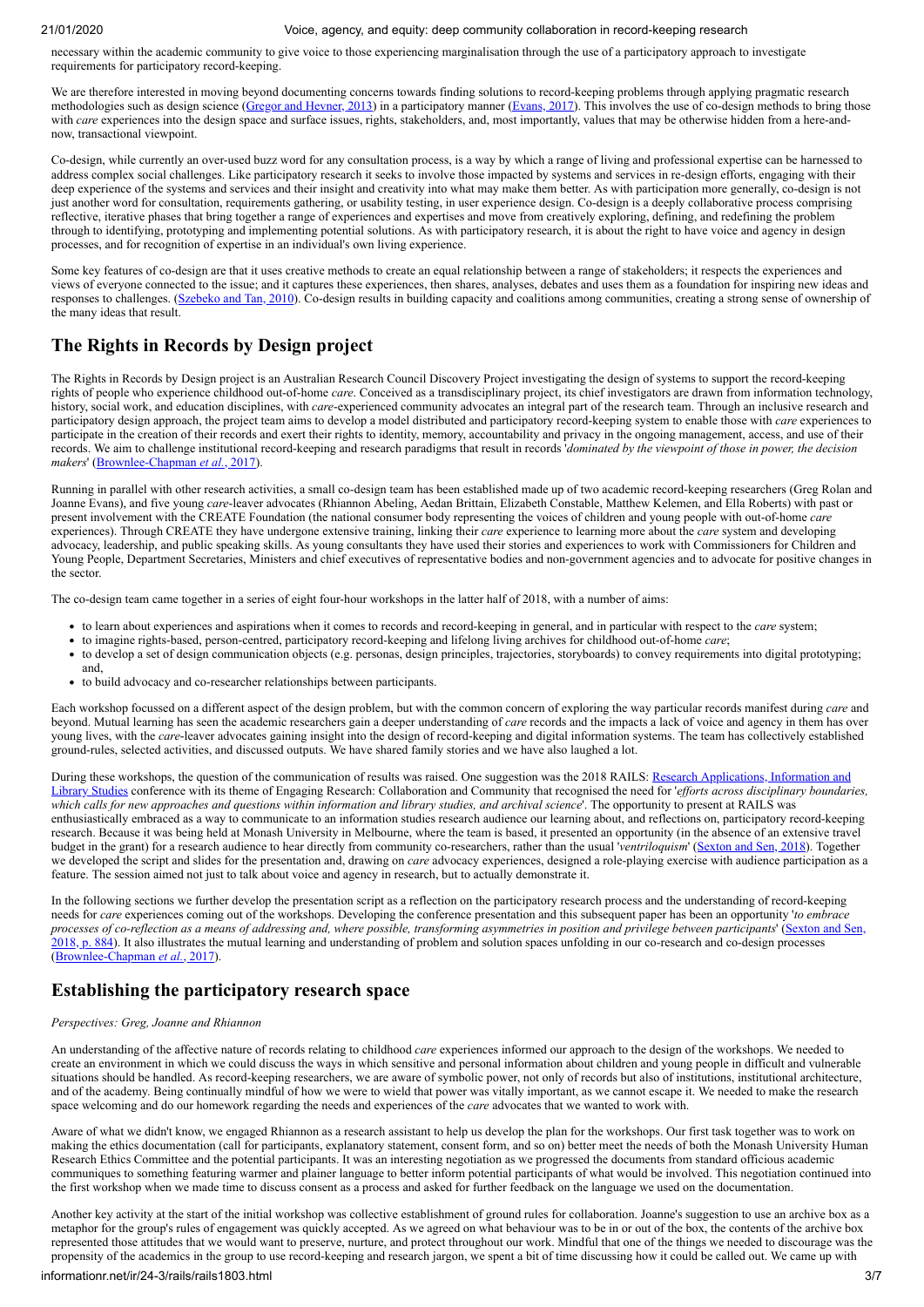necessary within the academic community to give voice to those experiencing marginalisation through the use of a participatory approach to investigate requirements for participatory record-keeping.

We are therefore interested in moving beyond documenting concerns towards finding solutions to record-keeping problems through applying pragmatic research methodologies such as design science (Gregor and Hevner, 2013) in a participatory manner (Evans, 2017). This involves the use of co-design methods to bring those with *care* experiences into the design space and surface issues, rights, stakeholders, and, most importantly, values that may be otherwise hidden from a here-and-now, transactional viewpoint.

Co-design, while currently an over-used buzz word for any consultation process, is a way by which a range of living and professional expertise can be harnessed to address complex social challenges. Like participatory research it seeks to involve those impacted by systems and services in re-design efforts, engaging with their deep experience of the systems and services and their insight and creativity into what may make them better. As with participation more generally, co-design is not just another word for consultation, requirements gathering, or usability testing, in user experience design. Co-design is a deeply collaborative process comprising reflective, iterative phases that bring together a range of experiences and expertises and move from creatively exploring, defining, and redefining the problem through to identifying, prototyping and implementing potential solutions. As with participatory research, it is about the right to have voice and agency in design processes, and for recognition of expertise in an individual's own living experience.

Some key features of co-design are that it uses creative methods to create an equal relationship between a range of stakeholders; it respects the experiences and views of everyone connected to the issue; and it captures these experiences, then shares, analyses, debates and uses them as a foundation for inspiring new ideas and responses to challenges. (Szebeko and Tan, 2010). Co-design results in building capacity and coalitions among communities, creating a strong sense of ownership of the many ideas that result.

## The Rights in Records by Design project

The Rights in Records by Design project is an Australian Research Council Discovery Project investigating the design of systems to support the record-keeping rights of people who experience childhood out-of-home *care*. Conceived as a transdisciplinary project, its chief investigators are drawn from information technology, history, social work, and education disciplines, with *care*-experienced community advocates an integral part of the research team. Through an inclusive research and participatory design approach, the project team aims to develop a model distributed and participatory record-keeping system to enable those with *care* experiences to participate in the creation of their records and exert their rights to identity, memory, accountability and privacy in the ongoing management, access, and use of their records. We aim to challenge institutional record-keeping and research paradigms that result in records '*dominated by the viewpoint of those in power, the decision makers*' (Brownlee-Chapman *et al.*, 2017).

Running in parallel with other research activities, a small co-design team has been established made up of two academic record-keeping researchers (Greg Rolan and Joanne Evans), and five young *care*-leaver advocates (Rhiannon Abeling, Aedan Brittain, Elizabeth Constable, Matthew Kelemen, and Ella Roberts) with past or present involvement with the CREATE Foundation (the national consumer body representing the voices of children and young people with out-of-home *care* experiences). Through CREATE they have undergone extensive training, linking their *care* experience to learning more about the *care* system and developing advocacy, leadership, and public speaking skills. As young consultants they have used their stories and experiences to work with Commissioners for Children and Young People, Department Secretaries, Ministers and chief executives of representative bodies and non-government agencies and to advocate for positive changes in the sector.

The co-design team came together in a series of eight four-hour workshops in the latter half of 2018, with a number of aims:

- to learn about experiences and aspirations when it comes to records and record-keeping in general, and in particular with respect to the *care* system;
- to imagine rights-based, person-centred, participatory record-keeping and lifelong living archives for childhood out-of-home *care*;
- to develop a set of design communication objects (e.g. personas, design principles, trajectories, storyboards) to convey requirements into digital prototyping; and,
- to build advocacy and co-researcher relationships between participants.

Each workshop focussed on a different aspect of the design problem, but with the common concern of exploring the way particular records manifest during *care* and beyond. Mutual learning has seen the academic researchers gain a deeper understanding of *care* records and the impacts a lack of voice and agency in them has over young lives, with the *care*-leaver advocates gaining insight into the design of record-keeping and digital information systems. The team has collectively established ground-rules, selected activities, and discussed outputs. We have shared family stories and we have also laughed a lot.

During these workshops, the question of the communication of results was raised. One suggestion was the 2018 RAILS: Research Applications, Information and Library Studies conference with its theme of Engaging Research: Collaboration and Community that recognised the need for '*efforts across disciplinary boundaries, which calls for new approaches and questions within information and library studies, and archival science*'. The opportunity to present at RAILS was enthusiastically embraced as a way to communicate to an information studies research audience our learning about, and reflections on, participatory record-keeping research. Because it was being held at Monash University in Melbourne, where the team is based, it presented an opportunity (in the absence of an extensive travel budget in the grant) for a research audience to hear directly from community co-researchers, rather than the usual '*ventriloquism*' (Sexton and Sen, 2018). Together we developed the script and slides for the presentation and, drawing on *care* advocacy experiences, designed a role-playing exercise with audience participation as a feature. The session aimed not just to talk about voice and agency in research, but to actually demonstrate it.

In the following sections we further develop the presentation script as a reflection on the participatory research process and the understanding of record-keeping needs for *care* experiences coming out of the workshops. Developing the conference presentation and this subsequent paper has been an opportunity '*to embrace processes of co-reflection as a means of addressing and, where possible, transforming asymmetries in position and privilege between participants*' (Sexton and Sen, 2018, p. 884). It also illustrates the mutual learning and understanding of problem and solution spaces unfolding in our co-research and co-design processes (Brownlee-Chapman *et al.*, 2017).

## Establishing the participatory research space

*Perspectives: Greg, Joanne and Rhiannon*

An understanding of the affective nature of records relating to childhood *care* experiences informed our approach to the design of the workshops. We needed to create an environment in which we could discuss the ways in which sensitive and personal information about children and young people in difficult and vulnerable situations should be handled. As record-keeping researchers, we are aware of symbolic power, not only of records but also of institutions, institutional architecture, and of the academy. Being continually mindful of how we were to wield that power was vitally important, as we cannot escape it. We needed to make the research space welcoming and do our homework regarding the needs and experiences of the *care* advocates that we wanted to work with.

Aware of what we didn't know, we engaged Rhiannon as a research assistant to help us develop the plan for the workshops. Our first task together was to work on making the ethics documentation (call for participants, explanatory statement, consent form, and so on) better meet the needs of both the Monash University Human Research Ethics Committee and the potential participants. It was an interesting negotiation as we progressed the documents from standard officious academic communiques to something featuring warmer and plainer language to better inform potential participants of what would be involved. This negotiation continued into the first workshop when we made time to discuss consent as a process and asked for further feedback on the language we used on the documentation.

Another key activity at the start of the initial workshop was collective establishment of ground rules for collaboration. Joanne's suggestion to use an archive box as a metaphor for the group's rules of engagement was quickly accepted. As we agreed on what behaviour was to be in or out of the box, the contents of the archive box represented those attitudes that we would want to preserve, nurture, and protect throughout our work. Mindful that one of the things we needed to discourage was the propensity of the academics in the group to use record-keeping and research jargon, we spent a bit of time discussing how it could be called out. We came up with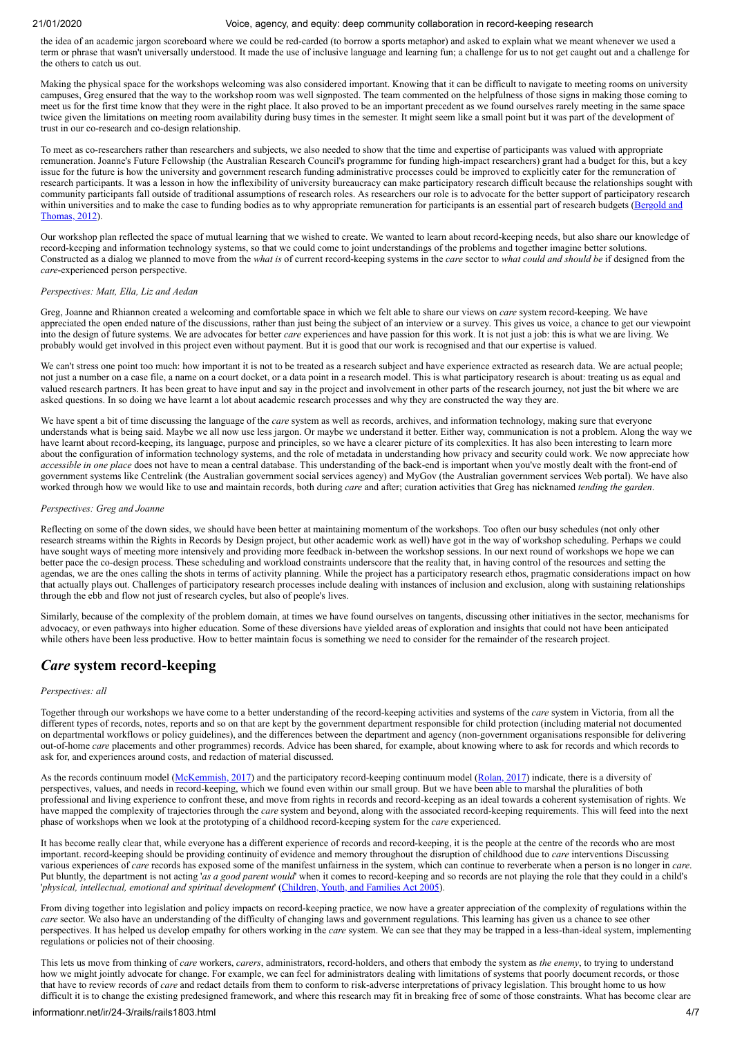the idea of an academic jargon scoreboard where we could be red-carded (to borrow a sports metaphor) and asked to explain what we meant whenever we used a term or phrase that wasn't universally understood. It made the use of inclusive language and learning fun; a challenge for us to not get caught out and a challenge for the others to catch us out.

Making the physical space for the workshops welcoming was also considered important. Knowing that it can be difficult to navigate to meeting rooms on university campuses, Greg ensured that the way to the workshop room was well signposted. The team commented on the helpfulness of those signs in making those coming to meet us for the first time know that they were in the right place. It also proved to be an important precedent as we found ourselves rarely meeting in the same space twice given the limitations on meeting room availability during busy times in the semester. It might seem like a small point but it was part of the development of trust in our co-research and co-design relationship.

To meet as co-researchers rather than researchers and subjects, we also needed to show that the time and expertise of participants was valued with appropriate remuneration. Joanne's Future Fellowship (the Australian Research Council's programme for funding high-impact researchers) grant had a budget for this, but a key issue for the future is how the university and government research funding administrative processes could be improved to explicitly cater for the remuneration of research participants. It was a lesson in how the inflexibility of university bureaucracy can make participatory research difficult because the relationships sought with community participants fall outside of traditional assumptions of research roles. As researchers our role is to advocate for the better support of participatory research within universities and to make the case to funding bodies as to why appropriate remuneration for participants is an essential part of research budgets (Bergold and Thomas, 2012).

Our workshop plan reflected the space of mutual learning that we wished to create. We wanted to learn about record-keeping needs, but also share our knowledge of record-keeping and information technology systems, so that we could come to joint understandings of the problems and together imagine better solutions. Constructed as a dialog we planned to move from the *what is* of current record-keeping systems in the *care* sector to *what could and should be* if designed from the *care*-experienced person perspective.

*Perspectives: Matt, Ella, Liz and Aedan*

Greg, Joanne and Rhiannon created a welcoming and comfortable space in which we felt able to share our views on *care* system record-keeping. We have appreciated the open ended nature of the discussions, rather than just being the subject of an interview or a survey. This gives us voice, a chance to get our viewpoint into the design of future systems. We are advocates for better *care* experiences and have passion for this work. It is not just a job: this is what we are living. We probably would get involved in this project even without payment. But it is good that our work is recognised and that our expertise is valued.

We can't stress one point too much: how important it is not to be treated as a research subject and have experience extracted as research data. We are actual people; not just a number on a case file, a name on a court docket, or a data point in a research model. This is what participatory research is about: treating us as equal and valued research partners. It has been great to have input and say in the project and involvement in other parts of the research journey, not just the bit where we are asked questions. In so doing we have learnt a lot about academic research processes and why they are constructed the way they are.

We have spent a bit of time discussing the language of the *care* system as well as records, archives, and information technology, making sure that everyone understands what is being said. Maybe we all now use less jargon. Or maybe we understand it better. Either way, communication is not a problem. Along the way we have learnt about record-keeping, its language, purpose and principles, so we have a clearer picture of its complexities. It has also been interesting to learn more about the configuration of information technology systems, and the role of metadata in understanding how privacy and security could work. We now appreciate how *accessible in one place* does not have to mean a central database. This understanding of the back-end is important when you've mostly dealt with the front-end of government systems like Centrelink (the Australian government social services agency) and MyGov (the Australian government services Web portal). We have also worked through how we would like to use and maintain records, both during *care* and after; curation activities that Greg has nicknamed *tending the garden*.

*Perspectives: Greg and Joanne*

Reflecting on some of the down sides, we should have been better at maintaining momentum of the workshops. Too often our busy schedules (not only other research streams within the Rights in Records by Design project, but other academic work as well) have got in the way of workshop scheduling. Perhaps we could have sought ways of meeting more intensively and providing more feedback in-between the workshop sessions. In our next round of workshops we hope we can better pace the co-design process. These scheduling and workload constraints underscore that the reality that, in having control of the resources and setting the agendas, we are the ones calling the shots in terms of activity planning. While the project has a participatory research ethos, pragmatic considerations impact on how that actually plays out. Challenges of participatory research processes include dealing with instances of inclusion and exclusion, along with sustaining relationships through the ebb and flow not just of research cycles, but also of people's lives.

Similarly, because of the complexity of the problem domain, at times we have found ourselves on tangents, discussing other initiatives in the sector, mechanisms for advocacy, or even pathways into higher education. Some of these diversions have yielded areas of exploration and insights that could not have been anticipated while others have been less productive. How to better maintain focus is something we need to consider for the remainder of the research project.

## *Care* system record-keeping

*Perspectives: all*

Together through our workshops we have come to a better understanding of the record-keeping activities and systems of the *care* system in Victoria, from all the different types of records, notes, reports and so on that are kept by the government department responsible for child protection (including material not documented on departmental workflows or policy guidelines), and the differences between the department and agency (non-government organisations responsible for delivering out-of-home *care* placements and other programmes) records. Advice has been shared, for example, about knowing where to ask for records and which records to ask for, and experiences around costs, and redaction of material discussed.

As the records continuum model (McKemmish, 2017) and the participatory record-keeping continuum model (Rolan, 2017) indicate, there is a diversity of perspectives, values, and needs in record-keeping, which we found even within our small group. But we have been able to marshal the pluralities of both professional and living experience to confront these, and move from rights in records and record-keeping as an ideal towards a coherent systemisation of rights. We have mapped the complexity of trajectories through the *care* system and beyond, along with the associated record-keeping requirements. This will feed into the next phase of workshops when we look at the prototyping of a childhood record-keeping system for the *care* experienced.

It has become really clear that, while everyone has a different experience of records and record-keeping, it is the people at the centre of the records who are most important. record-keeping should be providing continuity of evidence and memory throughout the disruption of childhood due to *care* interventions Discussing various experiences of *care* records has exposed some of the manifest unfairness in the system, which can continue to reverberate when a person is no longer in *care*. Put bluntly, the department is not acting '*as a good parent would*' when it comes to record-keeping and so records are not playing the role that they could in a child's '*physical, intellectual, emotional and spiritual development*' (Children, Youth, and Families Act 2005).

From diving together into legislation and policy impacts on record-keeping practice, we now have a greater appreciation of the complexity of regulations within the *care* sector. We also have an understanding of the difficulty of changing laws and government regulations. This learning has given us a chance to see other perspectives. It has helped us develop empathy for others working in the *care* system. We can see that they may be trapped in a less-than-ideal system, implementing regulations or policies not of their choosing.

This lets us move from thinking of *care* workers, *carers*, administrators, record-holders, and others that embody the system as *the enemy*, to trying to understand how we might jointly advocate for change. For example, we can feel for administrators dealing with limitations of systems that poorly document records, or those that have to review records of *care* and redact details from them to conform to risk-adverse interpretations of privacy legislation. This brought home to us how difficult it is to change the existing predesigned framework, and where this research may fit in breaking free of some of those constraints. What has become clear are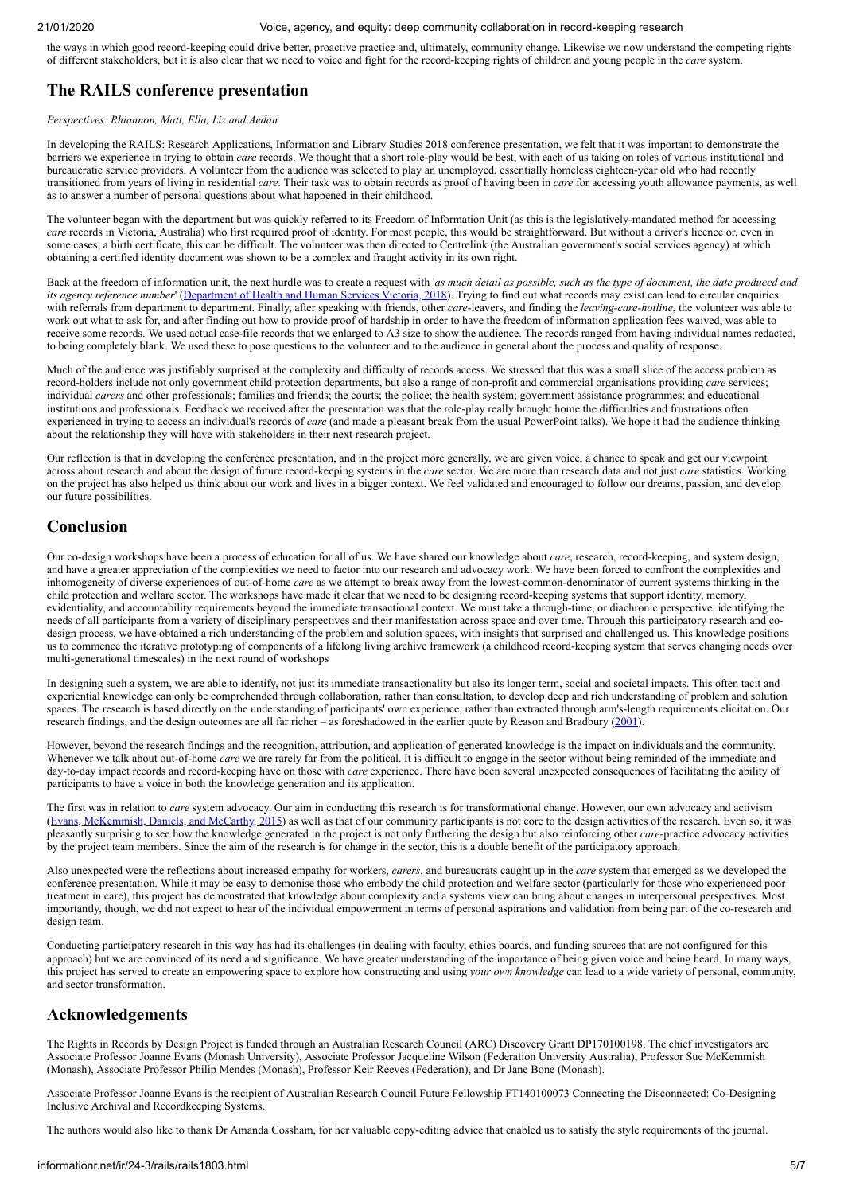the ways in which good record-keeping could drive better, proactive practice and, ultimately, community change. Likewise we now understand the competing rights of different stakeholders, but it is also clear that we need to voice and fight for the record-keeping rights of children and young people in the *care* system.

## The RAILS conference presentation

*Perspectives: Rhiannon, Matt, Ella, Liz and Aedan*

In developing the RAILS: Research Applications, Information and Library Studies 2018 conference presentation, we felt that it was important to demonstrate the barriers we experience in trying to obtain *care* records. We thought that a short role-play would be best, with each of us taking on roles of various institutional and bureaucratic service providers. A volunteer from the audience was selected to play an unemployed, essentially homeless eighteen-year old who had recently transitioned from years of living in residential *care*. Their task was to obtain records as proof of having been in *care* for accessing youth allowance payments, as well as to answer a number of personal questions about what happened in their childhood.

The volunteer began with the department but was quickly referred to its Freedom of Information Unit (as this is the legislatively-mandated method for accessing *care* records in Victoria, Australia) who first required proof of identity. For most people, this would be straightforward. But without a driver's licence or, even in some cases, a birth certificate, this can be difficult. The volunteer was then directed to Centrelink (the Australian government's social services agency) at which obtaining a certified identity document was shown to be a complex and fraught activity in its own right.

Back at the freedom of information unit, the next hurdle was to create a request with '*as much detail as possible, such as the type of document, the date produced and its agency reference number*' (Department of Health and Human Services Victoria, 2018). Trying to find out what records may exist can lead to circular enquiries with referrals from department to department. Finally, after speaking with friends, other *care*-leavers, and finding the *leaving-care-hotline*, the volunteer was able to work out what to ask for, and after finding out how to provide proof of hardship in order to have the freedom of information application fees waived, was able to receive some records. We used actual case-file records that we enlarged to A3 size to show the audience. The records ranged from having individual names redacted, to being completely blank. We used these to pose questions to the volunteer and to the audience in general about the process and quality of response.

Much of the audience was justifiably surprised at the complexity and difficulty of records access. We stressed that this was a small slice of the access problem as record-holders include not only government child protection departments, but also a range of non-profit and commercial organisations providing *care* services; individual *carers* and other professionals; families and friends; the courts; the police; the health system; government assistance programmes; and educational institutions and professionals. Feedback we received after the presentation was that the role-play really brought home the difficulties and frustrations often experienced in trying to access an individual's records of *care* (and made a pleasant break from the usual PowerPoint talks). We hope it had the audience thinking about the relationship they will have with stakeholders in their next research project.

Our reflection is that in developing the conference presentation, and in the project more generally, we are given voice, a chance to speak and get our viewpoint across about research and about the design of future record-keeping systems in the *care* sector. We are more than research data and not just *care* statistics. Working on the project has also helped us think about our work and lives in a bigger context. We feel validated and encouraged to follow our dreams, passion, and develop our future possibilities.

## Conclusion

Our co-design workshops have been a process of education for all of us. We have shared our knowledge about *care*, research, record-keeping, and system design, and have a greater appreciation of the complexities we need to factor into our research and advocacy work. We have been forced to confront the complexities and inhomogeneity of diverse experiences of out-of-home *care* as we attempt to break away from the lowest-common-denominator of current systems thinking in the child protection and welfare sector. The workshops have made it clear that we need to be designing record-keeping systems that support identity, memory, evidentiality, and accountability requirements beyond the immediate transactional context. We must take a through-time, or diachronic perspective, identifying the needs of all participants from a variety of disciplinary perspectives and their manifestation across space and over time. Through this participatory research and co-design process, we have obtained a rich understanding of the problem and solution spaces, with insights that surprised and challenged us. This knowledge positions us to commence the iterative prototyping of components of a lifelong living archive framework (a childhood record-keeping system that serves changing needs over multi-generational timescales) in the next round of workshops

In designing such a system, we are able to identify, not just its immediate transactionality but also its longer term, social and societal impacts. This often tacit and experiential knowledge can only be comprehended through collaboration, rather than consultation, to develop deep and rich understanding of problem and solution spaces. The research is based directly on the understanding of participants' own experience, rather than extracted through arm's-length requirements elicitation. Our research findings, and the design outcomes are all far richer – as foreshadowed in the earlier quote by Reason and Bradbury (2001).

However, beyond the research findings and the recognition, attribution, and application of generated knowledge is the impact on individuals and the community. Whenever we talk about out-of-home *care* we are rarely far from the political. It is difficult to engage in the sector without being reminded of the immediate and day-to-day impact records and record-keeping have on those with *care* experience. There have been several unexpected consequences of facilitating the ability of participants to have a voice in both the knowledge generation and its application.

The first was in relation to *care* system advocacy. Our aim in conducting this research is for transformational change. However, our own advocacy and activism (Evans, McKemmish, Daniels, and McCarthy, 2015) as well as that of our community participants is not core to the design activities of the research. Even so, it was pleasantly surprising to see how the knowledge generated in the project is not only furthering the design but also reinforcing other *care*-practice advocacy activities by the project team members. Since the aim of the research is for change in the sector, this is a double benefit of the participatory approach.

Also unexpected were the reflections about increased empathy for workers, *carers*, and bureaucrats caught up in the *care* system that emerged as we developed the conference presentation. While it may be easy to demonise those who embody the child protection and welfare sector (particularly for those who experienced poor treatment in care), this project has demonstrated that knowledge about complexity and a systems view can bring about changes in interpersonal perspectives. Most importantly, though, we did not expect to hear of the individual empowerment in terms of personal aspirations and validation from being part of the co-research and design team.

Conducting participatory research in this way has had its challenges (in dealing with faculty, ethics boards, and funding sources that are not configured for this approach) but we are convinced of its need and significance. We have greater understanding of the importance of being given voice and being heard. In many ways, this project has served to create an empowering space to explore how constructing and using *your own knowledge* can lead to a wide variety of personal, community, and sector transformation.

## Acknowledgements

The Rights in Records by Design Project is funded through an Australian Research Council (ARC) Discovery Grant DP170100198. The chief investigators are Associate Professor Joanne Evans (Monash University), Associate Professor Jacqueline Wilson (Federation University Australia), Professor Sue McKemmish (Monash), Associate Professor Philip Mendes (Monash), Professor Keir Reeves (Federation), and Dr Jane Bone (Monash).

Associate Professor Joanne Evans is the recipient of Australian Research Council Future Fellowship FT140100073 Connecting the Disconnected: Co-Designing Inclusive Archival and Recordkeeping Systems.

The authors would also like to thank Dr Amanda Cossham, for her valuable copy-editing advice that enabled us to satisfy the style requirements of the journal.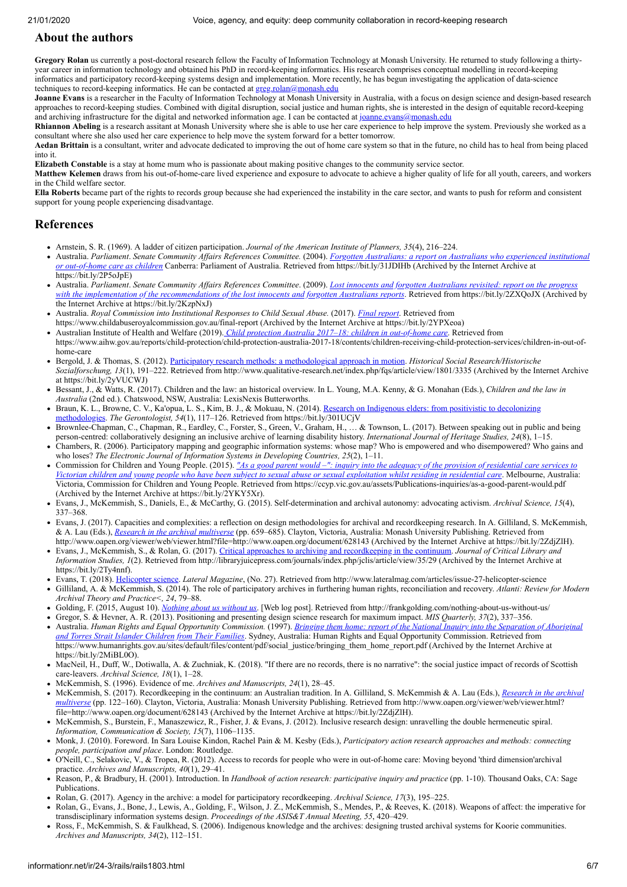## About the authors

**Gregory Rolan** us currently a post-doctoral research fellow the Faculty of Information Technology at Monash University. He returned to study following a thirty-year career in information technology and obtained his PhD in record-keeping informatics. His research comprises conceptual modelling in record-keeping informatics and participatory record-keeping systems design and implementation. More recently, he has begun investigating the application of data-science techniques to record-keeping informatics. He can be contacted at greg.rolan@monash.edu

**Joanne Evans** is a researcher in the Faculty of Information Technology at Monash University in Australia, with a focus on design science and design-based research approaches to record-keeping studies. Combined with digital disruption, social justice and human rights, she is interested in the design of equitable record-keeping and archiving infrastructure for the digital and networked information age. I can be contacted at joanne.evans@monash.edu

**Rhiannon Abeling** is a research assitant at Monash University where she is able to use her care experience to help improve the system. Previously she worked as a consultant where she also used her care experience to help move the system forward for a better tomorrow.

**Aedan Brittain** is a consultant, writer and advocate dedicated to improving the out of home care system so that in the future, no child has to heal from being placed into it.

**Elizabeth Constable** is a stay at home mum who is passionate about making positive changes to the community service sector.

**Matthew Kelemen** draws from his out-of-home-care lived experience and exposure to advocate to achieve a higher quality of life for all youth, careers, and workers in the Child welfare sector.

**Ella Roberts** became part of the rights to records group because she had experienced the instability in the care sector, and wants to push for reform and consistent support for young people experiencing disadvantage.

## References

- Arnstein, S. R. (1969). A ladder of citizen participation. *Journal of the American Institute of Planners, 35*(4), 216–224.
- Australia. *Parliament*. *Senate Community Affairs References Committee.* (2004). *Forgotten Australians: a report on Australians who experienced institutional or out-of-home care as children* Canberra: Parliament of Australia. Retrieved from https://bit.ly/31JDIHb (Archived by the Internet Archive at https://bit.ly/2P5oJpE)
- Australia. *Parliament*. *Senate Community Affairs References Committee*. (2009). *Lost innocents and forgotten Australians revisited: report on the progress with the implementation of the recommendations of the lost innocents and forgotten Australians reports*. Retrieved from https://bit.ly/2ZXQoJX (Archived by the Internet Archive at https://bit.ly/2KzpNxJ)
- Australia. *Royal Commission into Institutional Responses to Child Sexual Abuse.* (2017). *Final report*. Retrieved from https://www.childabuseroyalcommission.gov.au/final-report (Archived by the Internet Archive at https://bit.ly/2YPXeoa)
- Australian Institute of Health and Welfare (2019). *Child protection Australia 2017–18: children in out-of-home care*. Retrieved from https://www.aihw.gov.au/reports/child-protection/child-protection-australia-2017-18/contents/children-receiving-child-protection-services/children-in-out-of-home-care
- Bergold, J. & Thomas, S. (2012). Participatory research methods: a methodological approach in motion. *Historical Social Research/Historische Sozialforschung, 13*(1), 191–222. Retrieved from http://www.qualitative-research.net/index.php/fqs/article/view/1801/3335 (Archived by the Internet Archive at https://bit.ly/2yVUCWJ)
- Bessant, J., & Watts, R. (2017). Children and the law: an historical overview. In L. Young, M.A. Kenny, & G. Monahan (Eds.), *Children and the law in Australia* (2nd ed.). Chatswood, NSW, Australia: LexisNexis Butterworths.
- Braun, K. L., Browne, C. V., Ka'opua, L. S., Kim, B. J., & Mokuau, N. (2014). Research on Indigenous elders: from positivistic to decolonizing methodologies. *The Gerontologist, 54*(1), 117–126. Retrieved from https://bit.ly/301UCjV
- Brownlee-Chapman, C., Chapman, R., Eardley, C., Forster, S., Green, V., Graham, H., … & Townson, L. (2017). Between speaking out in public and being person-centred: collaboratively designing an inclusive archive of learning disability history. *International Journal of Heritage Studies, 24*(8), 1–15.
- Chambers, R. (2006). Participatory mapping and geographic information systems: whose map? Who is empowered and who disempowered? Who gains and who loses? *The Electronic Journal of Information Systems in Developing Countries, 25*(2), 1–11.
- Commission for Children and Young People. (2015). *"As a good parent would –": inquiry into the adequacy of the provision of residential care services to Victorian children and young people who have been subject to sexual abuse or sexual exploitation whilst residing in residential care*. Melbourne, Australia: Victoria, Commission for Children and Young People. Retrieved from https://ccyp.vic.gov.au/assets/Publications-inquiries/as-a-good-parent-would.pdf (Archived by the Internet Archive at https://bit.ly/2YKY5Xr).
- Evans, J., McKemmish, S., Daniels, E., & McCarthy, G. (2015). Self-determination and archival autonomy: advocating activism. *Archival Science, 15*(4), 337–368.
- Evans, J. (2017). Capacities and complexities: a reflection on design methodologies for archival and recordkeeping research. In A. Gilliland, S. McKemmish, & A. Lau (Eds.), *Research in the archival multiverse* (pp. 659–685). Clayton, Victoria, Australia: Monash University Publishing. Retrieved from http://www.oapen.org/viewer/web/viewer.html?file=http://www.oapen.org/document/628143 (Archived by the Internet Archive at https://bit.ly/2ZdjZlH).
- Evans, J., McKemmish, S., & Rolan, G. (2017). Critical approaches to archiving and recordkeeping in the continuum. *Journal of Critical Library and Information Studies, 1*(2). Retrieved from http://libraryjuicepress.com/journals/index.php/jclis/article/view/35/29 (Archived by the Internet Archive at https://bit.ly/2Ty4nnf).
- Evans, T. (2018). Helicopter science. *Lateral Magazine*, (No. 27). Retrieved from http://www.lateralmag.com/articles/issue-27-helicopter-science
- Gilliland, A. & McKemmish, S. (2014). The role of participatory archives in furthering human rights, reconciliation and recovery. *Atlanti: Review for Modern Archival Theory and Practice<, 24*, 79–88.
- Golding, F. (2015, August 10). *Nothing about us without us*. [Web log post]. Retrieved from http://frankgolding.com/nothing-about-us-without-us/
- Gregor, S. & Hevner, A. R. (2013). Positioning and presenting design science research for maximum impact. *MIS Quarterly, 37*(2), 337–356.
- Australia. *Human Rights and Equal Opportunity Commission.* (1997). *Bringing them home: report of the National Inquiry into the Separation of Aboriginal and Torres Strait Islander Children from Their Families*. Sydney, Australia: Human Rights and Equal Opportunity Commission. Retrieved from https://www.humanrights.gov.au/sites/default/files/content/pdf/social_justice/bringing_them_home_report.pdf (Archived by the Internet Archive at https://bit.ly/2MiBL0O).
- MacNeil, H., Duff, W., Dotiwalla, A. & Zuchniak, K. (2018). "If there are no records, there is no narrative": the social justice impact of records of Scottish care-leavers. *Archival Science, 18*(1), 1–28.
- McKemmish, S. (1996). Evidence of me. *Archives and Manuscripts, 24*(1), 28–45.
- McKemmish, S. (2017). Recordkeeping in the continuum: an Australian tradition. In A. Gilliland, S. McKemmish & A. Lau (Eds.), *Research in the archival multiverse* (pp. 122–160). Clayton, Victoria, Australia: Monash University Publishing. Retrieved from http://www.oapen.org/viewer/web/viewer.html?file=http://www.oapen.org/document/628143 (Archived by the Internet Archive at https://bit.ly/2ZdjZlH).
- McKemmish, S., Burstein, F., Manaszewicz, R., Fisher, J. & Evans, J. (2012). Inclusive research design: unravelling the double hermeneutic spiral. *Information, Communication & Society, 15*(7), 1106–1135.
- Monk, J. (2010). Foreword. In Sara Louise Kindon, Rachel Pain & M. Kesby (Eds.), *Participatory action research approaches and methods: connecting people, participation and place*. London: Routledge.
- O'Neill, C., Selakovic, V., & Tropea, R. (2012). Access to records for people who were in out-of-home care: Moving beyond 'third dimension'archival practice. *Archives and Manuscripts, 40*(1), 29–41.
- Reason, P., & Bradbury, H. (2001). Introduction. In *Handbook of action research: participative inquiry and practice* (pp. 1-10). Thousand Oaks, CA: Sage Publications.
- Rolan, G. (2017). Agency in the archive: a model for participatory recordkeeping. *Archival Science, 17*(3), 195–225.
- Rolan, G., Evans, J., Bone, J., Lewis, A., Golding, F., Wilson, J. Z., McKemmish, S., Mendes, P., & Reeves, K. (2018). Weapons of affect: the imperative for transdisciplinary information systems design. *Proceedings of the ASIS&T Annual Meeting, 55*, 420–429.
- Ross, F., McKemmish, S. & Faulkhead, S. (2006). Indigenous knowledge and the archives: designing trusted archival systems for Koorie communities. *Archives and Manuscripts, 34*(2), 112–151.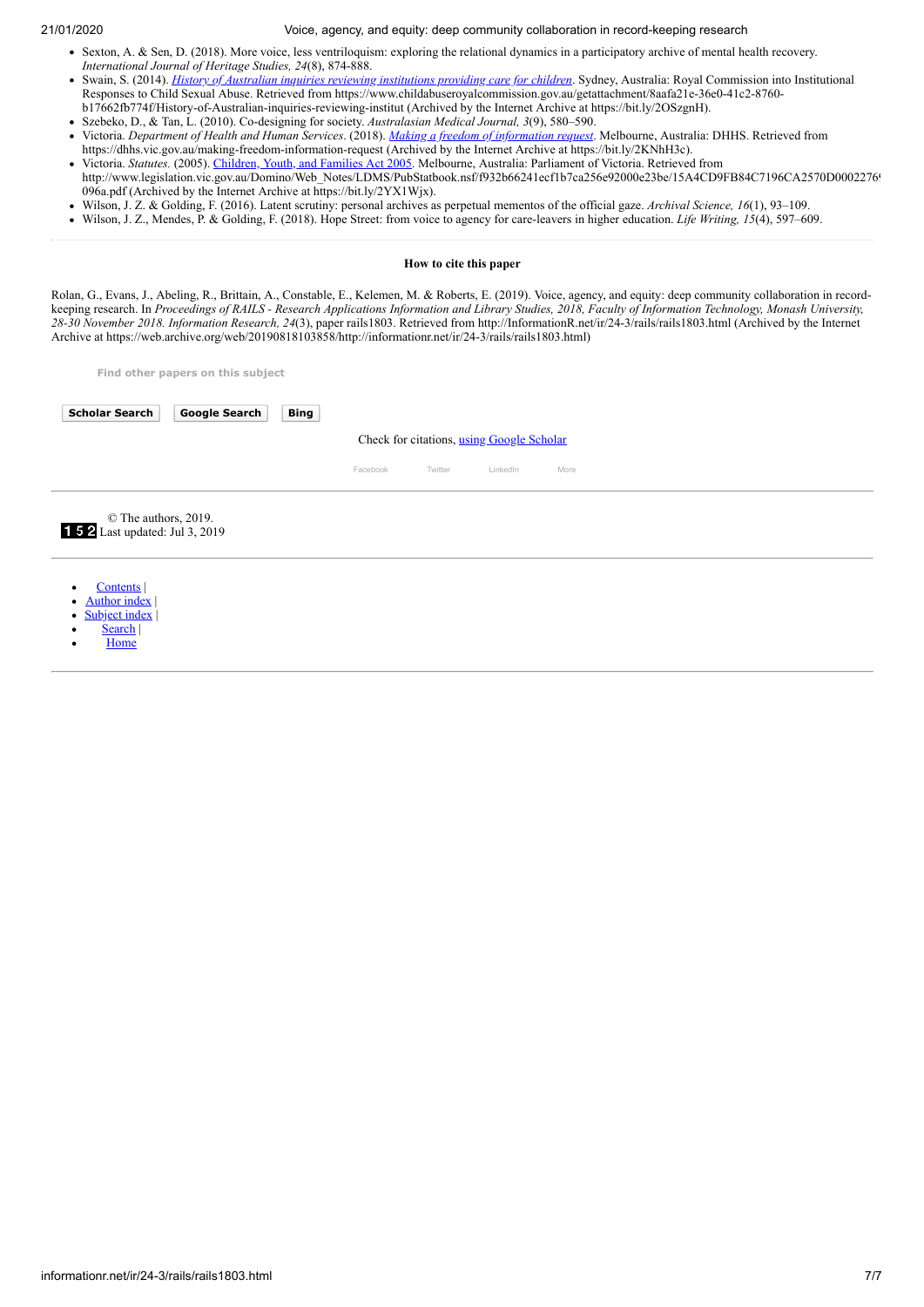- Sexton, A. & Sen, D. (2018). More voice, less ventriloquism: exploring the relational dynamics in a participatory archive of mental health recovery. *International Journal of Heritage Studies, 24*(8), 874-888.
- Swain, S. (2014). *History of Australian inquiries reviewing institutions providing care for children*. Sydney, Australia: Royal Commission into Institutional Responses to Child Sexual Abuse. Retrieved from https://www.childabuseroyalcommission.gov.au/getattachment/8aafa21e-36e0-41c2-8760-b17662fb774f/History-of-Australian-inquiries-reviewing-institut (Archived by the Internet Archive at https://bit.ly/2OSzgnH).
- Szebeko, D., & Tan, L. (2010). Co-designing for society. *Australasian Medical Journal, 3*(9), 580–590.
- Victoria. *Department of Health and Human Services*. (2018). *Making a freedom of information request*. Melbourne, Australia: DHHS. Retrieved from https://dhhs.vic.gov.au/making-freedom-information-request (Archived by the Internet Archive at https://bit.ly/2KNhH3c).
- Victoria. *Statutes.* (2005). Children, Youth, and Families Act 2005. Melbourne, Australia: Parliament of Victoria. Retrieved from http://www.legislation.vic.gov.au/Domino/Web_Notes/LDMS/PubStatbook.nsf/f932b66241ecf1b7ca256e92000e23be/15A4CD9FB84C7196CA2570D0002276096a.pdf (Archived by the Internet Archive at https://bit.ly/2YX1Wjx).
- Wilson, J. Z. & Golding, F. (2016). Latent scrutiny: personal archives as perpetual mementos of the official gaze. *Archival Science, 16*(1), 93–109.
- Wilson, J. Z., Mendes, P. & Golding, F. (2018). Hope Street: from voice to agency for care-leavers in higher education. *Life Writing, 15*(4), 597–609.

**How to cite this paper**

Rolan, G., Evans, J., Abeling, R., Brittain, A., Constable, E., Kelemen, M. & Roberts, E. (2019). Voice, agency, and equity: deep community collaboration in record-keeping research. In *Proceedings of RAILS - Research Applications Information and Library Studies, 2018, Faculty of Information Technology, Monash University, 28-30 November 2018. Information Research, 24*(3), paper rails1803. Retrieved from http://InformationR.net/ir/24-3/rails/rails1803.html (Archived by the Internet Archive at https://web.archive.org/web/20190818103858/http://informationr.net/ir/24-3/rails/rails1803.html)

Find other papers on this subject

Scholar Search | Google Search | Bing

Check for citations, using Google Scholar

Facebook Twitter LinkedIn More

© The authors, 2019.
Last updated: Jul 3, 2019

- Contents |
- Author index |
- Subject index |
- Search |
- Home